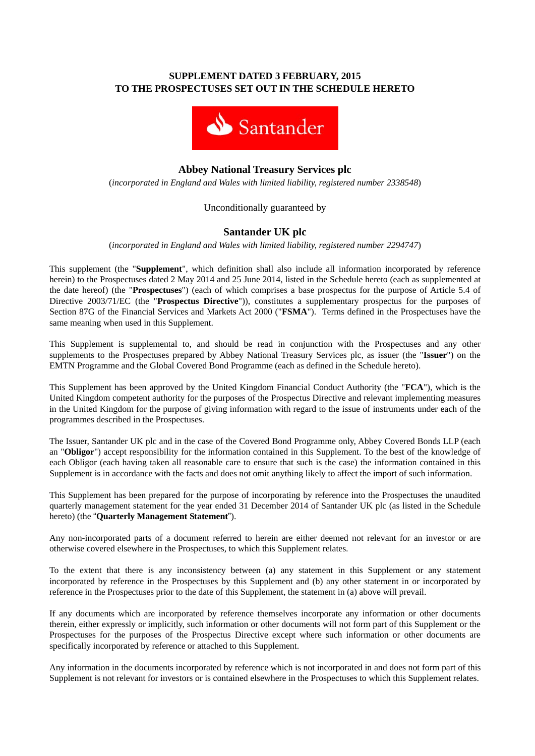**SUPPLEMENT DATED 3 FEBRUARY, 2015**
**TO THE PROSPECTUSES SET OUT IN THE SCHEDULE HERETO**

Santander

## Abbey National Treasury Services plc

(*incorporated in England and Wales with limited liability, registered number 2338548*)

Unconditionally guaranteed by

## Santander UK plc

(*incorporated in England and Wales with limited liability, registered number 2294747*)

This supplement (the "**Supplement**", which definition shall also include all information incorporated by reference herein) to the Prospectuses dated 2 May 2014 and 25 June 2014, listed in the Schedule hereto (each as supplemented at the date hereof) (the "**Prospectuses**") (each of which comprises a base prospectus for the purpose of Article 5.4 of Directive 2003/71/EC (the "**Prospectus Directive**")), constitutes a supplementary prospectus for the purposes of Section 87G of the Financial Services and Markets Act 2000 ("**FSMA**"). Terms defined in the Prospectuses have the same meaning when used in this Supplement.

This Supplement is supplemental to, and should be read in conjunction with the Prospectuses and any other supplements to the Prospectuses prepared by Abbey National Treasury Services plc, as issuer (the "**Issuer**") on the EMTN Programme and the Global Covered Bond Programme (each as defined in the Schedule hereto).

This Supplement has been approved by the United Kingdom Financial Conduct Authority (the "**FCA**"), which is the United Kingdom competent authority for the purposes of the Prospectus Directive and relevant implementing measures in the United Kingdom for the purpose of giving information with regard to the issue of instruments under each of the programmes described in the Prospectuses.

The Issuer, Santander UK plc and in the case of the Covered Bond Programme only, Abbey Covered Bonds LLP (each an "**Obligor**") accept responsibility for the information contained in this Supplement. To the best of the knowledge of each Obligor (each having taken all reasonable care to ensure that such is the case) the information contained in this Supplement is in accordance with the facts and does not omit anything likely to affect the import of such information.

This Supplement has been prepared for the purpose of incorporating by reference into the Prospectuses the unaudited quarterly management statement for the year ended 31 December 2014 of Santander UK plc (as listed in the Schedule hereto) (the "**Quarterly Management Statement**").

Any non-incorporated parts of a document referred to herein are either deemed not relevant for an investor or are otherwise covered elsewhere in the Prospectuses, to which this Supplement relates.

To the extent that there is any inconsistency between (a) any statement in this Supplement or any statement incorporated by reference in the Prospectuses by this Supplement and (b) any other statement in or incorporated by reference in the Prospectuses prior to the date of this Supplement, the statement in (a) above will prevail.

If any documents which are incorporated by reference themselves incorporate any information or other documents therein, either expressly or implicitly, such information or other documents will not form part of this Supplement or the Prospectuses for the purposes of the Prospectus Directive except where such information or other documents are specifically incorporated by reference or attached to this Supplement.

Any information in the documents incorporated by reference which is not incorporated in and does not form part of this Supplement is not relevant for investors or is contained elsewhere in the Prospectuses to which this Supplement relates.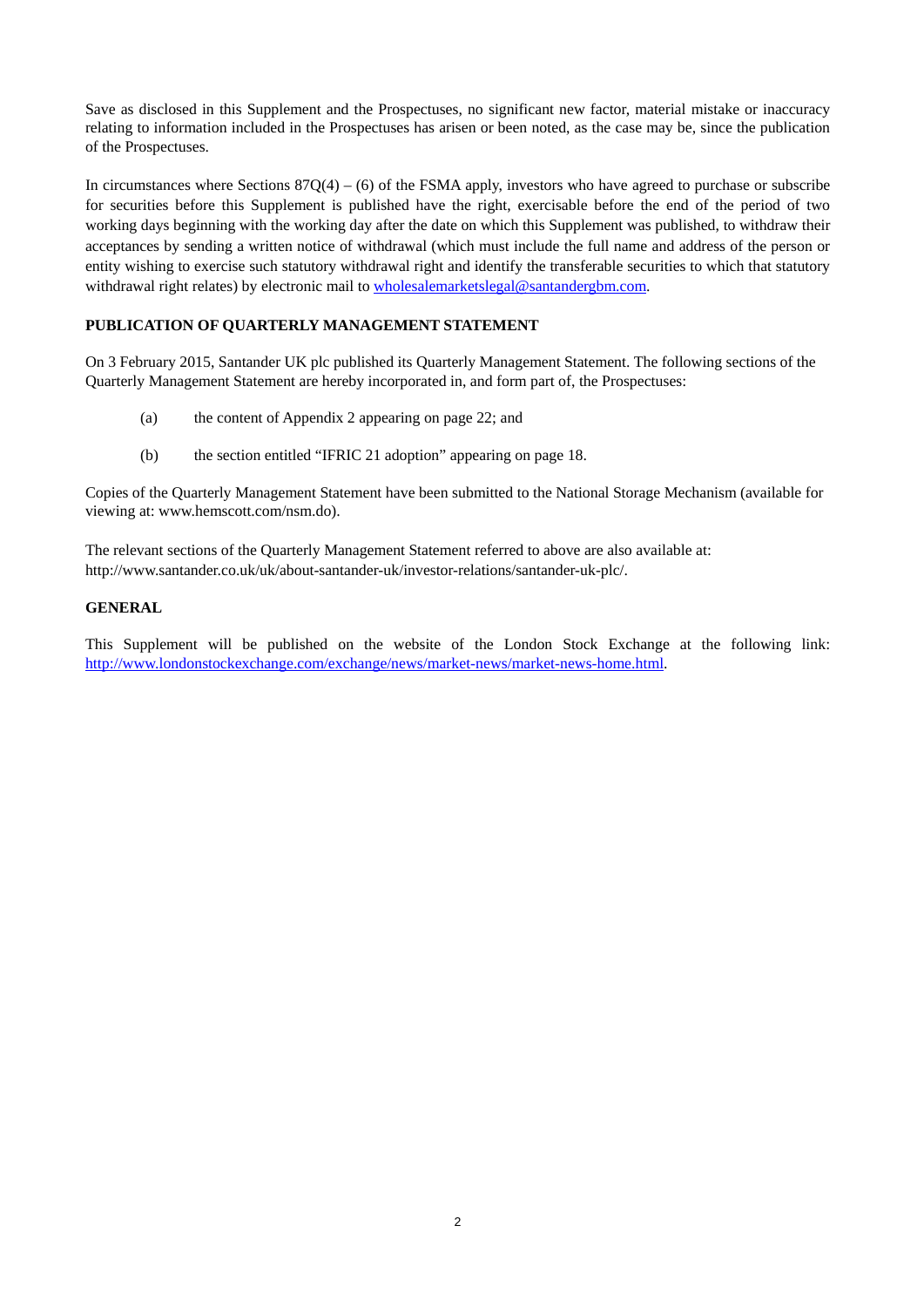Save as disclosed in this Supplement and the Prospectuses, no significant new factor, material mistake or inaccuracy relating to information included in the Prospectuses has arisen or been noted, as the case may be, since the publication of the Prospectuses.

In circumstances where Sections 87Q(4) – (6) of the FSMA apply, investors who have agreed to purchase or subscribe for securities before this Supplement is published have the right, exercisable before the end of the period of two working days beginning with the working day after the date on which this Supplement was published, to withdraw their acceptances by sending a written notice of withdrawal (which must include the full name and address of the person or entity wishing to exercise such statutory withdrawal right and identify the transferable securities to which that statutory withdrawal right relates) by electronic mail to wholesalemarketslegal@santandergbm.com.

**PUBLICATION OF QUARTERLY MANAGEMENT STATEMENT**

On 3 February 2015, Santander UK plc published its Quarterly Management Statement. The following sections of the Quarterly Management Statement are hereby incorporated in, and form part of, the Prospectuses:

(a) the content of Appendix 2 appearing on page 22; and

(b) the section entitled "IFRIC 21 adoption" appearing on page 18.

Copies of the Quarterly Management Statement have been submitted to the National Storage Mechanism (available for viewing at: www.hemscott.com/nsm.do).

The relevant sections of the Quarterly Management Statement referred to above are also available at: http://www.santander.co.uk/uk/about-santander-uk/investor-relations/santander-uk-plc/.

**GENERAL**

This Supplement will be published on the website of the London Stock Exchange at the following link: http://www.londonstockexchange.com/exchange/news/market-news/market-news-home.html.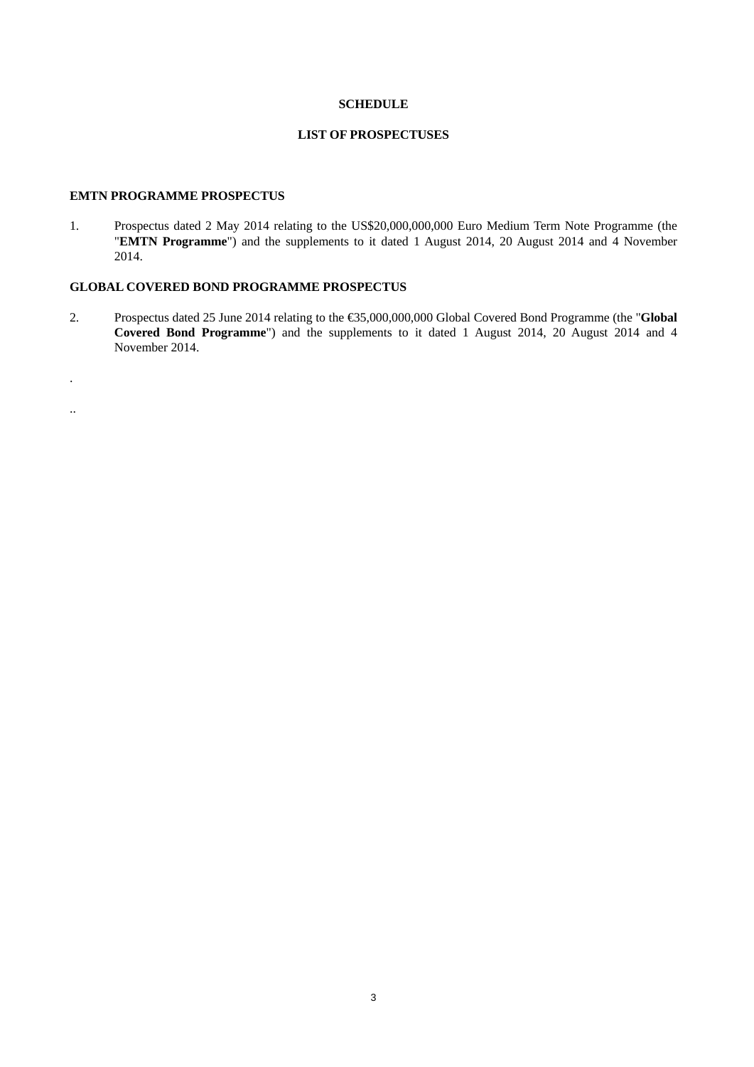# SCHEDULE

## LIST OF PROSPECTUSES

### EMTN PROGRAMME PROSPECTUS

1. Prospectus dated 2 May 2014 relating to the US$20,000,000,000 Euro Medium Term Note Programme (the "**EMTN Programme**") and the supplements to it dated 1 August 2014, 20 August 2014 and 4 November 2014.

### GLOBAL COVERED BOND PROGRAMME PROSPECTUS

2. Prospectus dated 25 June 2014 relating to the €35,000,000,000 Global Covered Bond Programme (the "**Global Covered Bond Programme**") and the supplements to it dated 1 August 2014, 20 August 2014 and 4 November 2014.

.

..